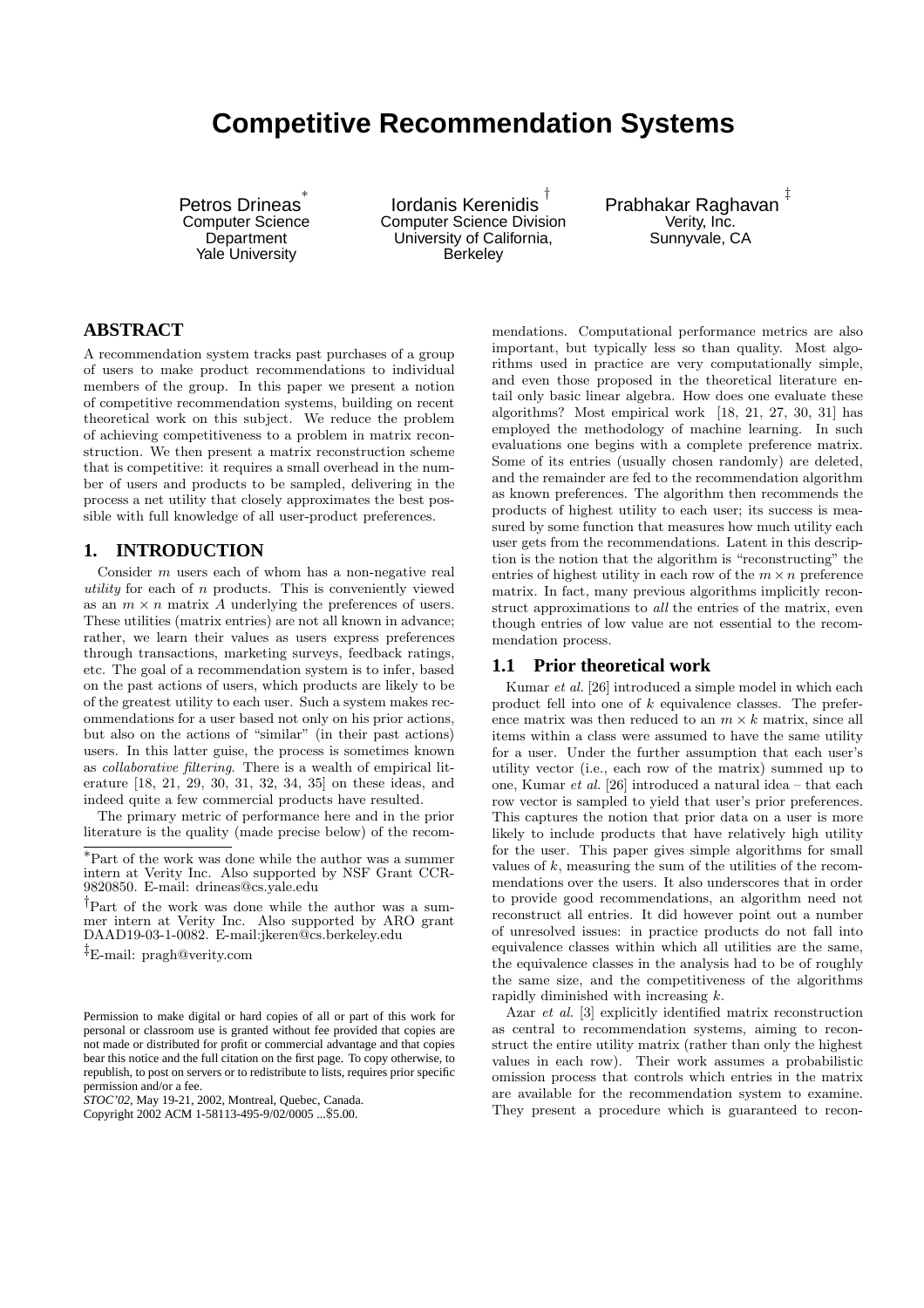# Competitive Recommendation Systems

Petros Drineas [*]
Computer Science Department
Yale University

Iordanis Kerenidis [†]
Computer Science Division
University of California, Berkeley

Prabhakar Raghavan [‡]
Verity, Inc.
Sunnyvale, CA

## ABSTRACT

A recommendation system tracks past purchases of a group of users to make product recommendations to individual members of the group. In this paper we present a notion of competitive recommendation systems, building on recent theoretical work on this subject. We reduce the problem of achieving competitiveness to a problem in matrix reconstruction. We then present a matrix reconstruction scheme that is competitive: it requires a small overhead in the number of users and products to be sampled, delivering in the process a net utility that closely approximates the best possible with full knowledge of all user-product preferences.

## 1. INTRODUCTION

Consider $m$ users each of whom has a non-negative real *utility* for each of $n$ products. This is conveniently viewed as an $m \times n$ matrix $A$ underlying the preferences of users. These utilities (matrix entries) are not all known in advance; rather, we learn their values as users express preferences through transactions, marketing surveys, feedback ratings, etc. The goal of a recommendation system is to infer, based on the past actions of users, which products are likely to be of the greatest utility to each user. Such a system makes recommendations for a user based not only on his prior actions, but also on the actions of "similar" (in their past actions) users. In this latter guise, the process is sometimes known as *collaborative filtering*. There is a wealth of empirical literature [18, 21, 29, 30, 31, 32, 34, 35] on these ideas, and indeed quite a few commercial products have resulted.

The primary metric of performance here and in the prior literature is the quality (made precise below) of the recommendations. Computational performance metrics are also important, but typically less so than quality. Most algorithms used in practice are very computationally simple, and even those proposed in the theoretical literature entail only basic linear algebra. How does one evaluate these algorithms? Most empirical work [18, 21, 27, 30, 31] has employed the methodology of machine learning. In such evaluations one begins with a complete preference matrix. Some of its entries (usually chosen randomly) are deleted, and the remainder are fed to the recommendation algorithm as known preferences. The algorithm then recommends the products of highest utility to each user; its success is measured by some function that measures how much utility each user gets from the recommendations. Latent in this description is the notion that the algorithm is "reconstructing" the entries of highest utility in each row of the $m \times n$ preference matrix. In fact, many previous algorithms implicitly reconstruct approximations to *all* the entries of the matrix, even though entries of low value are not essential to the recommendation process.

### 1.1 Prior theoretical work

Kumar *et al.* [26] introduced a simple model in which each product fell into one of $k$ equivalence classes. The preference matrix was then reduced to an $m \times k$ matrix, since all items within a class were assumed to have the same utility for a user. Under the further assumption that each user's utility vector (i.e., each row of the matrix) summed up to one, Kumar *et al.* [26] introduced a natural idea – that each row vector is sampled to yield that user's prior preferences. This captures the notion that prior data on a user is more likely to include products that have relatively high utility for the user. This paper gives simple algorithms for small values of $k$, measuring the sum of the utilities of the recommendations over the users. It also underscores that in order to provide good recommendations, an algorithm need not reconstruct all entries. It did however point out a number of unresolved issues: in practice products do not fall into equivalence classes within which all utilities are the same, the equivalence classes in the analysis had to be of roughly the same size, and the competitiveness of the algorithms rapidly diminished with increasing $k$.

Azar *et al.* [3] explicitly identified matrix reconstruction as central to recommendation systems, aiming to reconstruct the entire utility matrix (rather than only the highest values in each row). Their work assumes a probabilistic omission process that controls which entries in the matrix are available for the recommendation system to examine. They present a procedure which is guaranteed to recon-

---

[*] Part of the work was done while the author was a summer intern at Verity Inc. Also supported by NSF Grant CCR-9820850. E-mail: drineas@cs.yale.edu

[†] Part of the work was done while the author was a summer intern at Verity Inc. Also supported by ARO grant DAAD19-03-1-0082. E-mail:jkeren@cs.berkeley.edu

[‡] E-mail: pragh@verity.com

Permission to make digital or hard copies of all or part of this work for personal or classroom use is granted without fee provided that copies are not made or distributed for profit or commercial advantage and that copies bear this notice and the full citation on the first page. To copy otherwise, to republish, to post on servers or to redistribute to lists, requires prior specific permission and/or a fee.
*STOC'02*, May 19-21, 2002, Montreal, Quebec, Canada.
Copyright 2002 ACM 1-58113-495-9/02/0005 ...$5.00.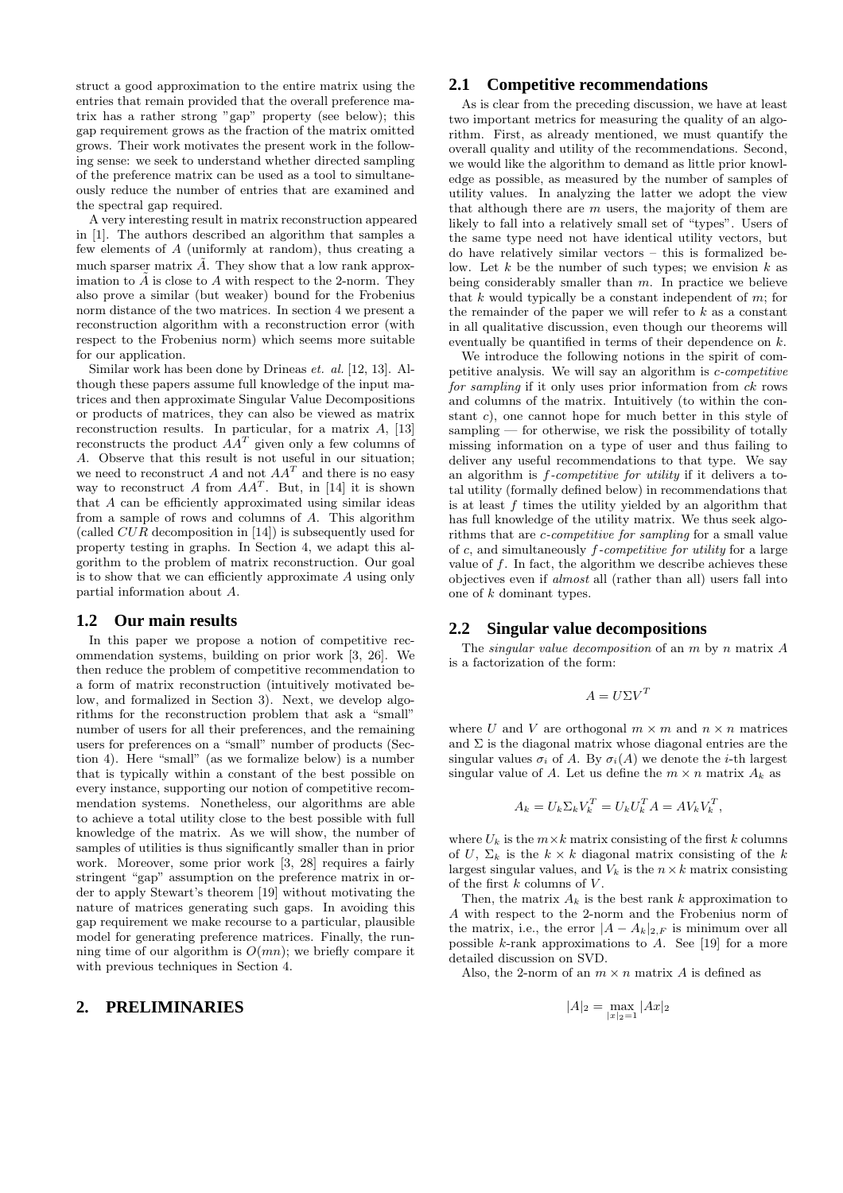struct a good approximation to the entire matrix using the entries that remain provided that the overall preference matrix has a rather strong "gap" property (see below); this gap requirement grows as the fraction of the matrix omitted grows. Their work motivates the present work in the following sense: we seek to understand whether directed sampling of the preference matrix can be used as a tool to simultaneously reduce the number of entries that are examined and the spectral gap required.

A very interesting result in matrix reconstruction appeared in [1]. The authors described an algorithm that samples a few elements of $A$ (uniformly at random), thus creating a much sparser matrix $\tilde{A}$. They show that a low rank approximation to $\tilde{A}$ is close to $A$ with respect to the 2-norm. They also prove a similar (but weaker) bound for the Frobenius norm distance of the two matrices. In section 4 we present a reconstruction algorithm with a reconstruction error (with respect to the Frobenius norm) which seems more suitable for our application.

Similar work has been done by Drineas *et. al.* [12, 13]. Although these papers assume full knowledge of the input matrices and then approximate Singular Value Decompositions or products of matrices, they can also be viewed as matrix reconstruction results. In particular, for a matrix $A$, [13] reconstructs the product $AA^T$ given only a few columns of $A$. Observe that this result is not useful in our situation; we need to reconstruct $A$ and not $AA^T$ and there is no easy way to reconstruct $A$ from $AA^T$. But, in [14] it is shown that $A$ can be efficiently approximated using similar ideas from a sample of rows and columns of $A$. This algorithm (called $CUR$ decomposition in [14]) is subsequently used for property testing in graphs. In Section 4, we adapt this algorithm to the problem of matrix reconstruction. Our goal is to show that we can efficiently approximate $A$ using only partial information about $A$.

## 1.2 Our main results

In this paper we propose a notion of competitive recommendation systems, building on prior work [3, 26]. We then reduce the problem of competitive recommendation to a form of matrix reconstruction (intuitively motivated below, and formalized in Section 3). Next, we develop algorithms for the reconstruction problem that ask a "small" number of users for all their preferences, and the remaining users for preferences on a "small" number of products (Section 4). Here "small" (as we formalize below) is a number that is typically within a constant of the best possible on every instance, supporting our notion of competitive recommendation systems. Nonetheless, our algorithms are able to achieve a total utility close to the best possible with full knowledge of the matrix. As we will show, the number of samples of utilities is thus significantly smaller than in prior work. Moreover, some prior work [3, 28] requires a fairly stringent "gap" assumption on the preference matrix in order to apply Stewart's theorem [19] without motivating the nature of matrices generating such gaps. In avoiding this gap requirement we make recourse to a particular, plausible model for generating preference matrices. Finally, the running time of our algorithm is $O(mn)$; we briefly compare it with previous techniques in Section 4.

# 2. PRELIMINARIES

## 2.1 Competitive recommendations

As is clear from the preceding discussion, we have at least two important metrics for measuring the quality of an algorithm. First, as already mentioned, we must quantify the overall quality and utility of the recommendations. Second, we would like the algorithm to demand as little prior knowledge as possible, as measured by the number of samples of utility values. In analyzing the latter we adopt the view that although there are $m$ users, the majority of them are likely to fall into a relatively small set of "types". Users of the same type need not have identical utility vectors, but do have relatively similar vectors – this is formalized below. Let $k$ be the number of such types; we envision $k$ as being considerably smaller than $m$. In practice we believe that $k$ would typically be a constant independent of $m$; for the remainder of the paper we will refer to $k$ as a constant in all qualitative discussion, even though our theorems will eventually be quantified in terms of their dependence on $k$.

We introduce the following notions in the spirit of competitive analysis. We will say an algorithm is *c-competitive for sampling* if it only uses prior information from $ck$ rows and columns of the matrix. Intuitively (to within the constant $c$), one cannot hope for much better in this style of sampling — for otherwise, we risk the possibility of totally missing information on a type of user and thus failing to deliver any useful recommendations to that type. We say an algorithm is *f-competitive for utility* if it delivers a total utility (formally defined below) in recommendations that is at least $f$ times the utility yielded by an algorithm that has full knowledge of the utility matrix. Thus we seek algorithms that are *c-competitive for sampling* for a small value of $c$, and simultaneously *f-competitive for utility* for a large value of $f$. In fact, the algorithm we describe achieves these objectives even if *almost* all (rather than all) users fall into one of $k$ dominant types.

## 2.2 Singular value decompositions

The *singular value decomposition* of an $m$ by $n$ matrix $A$ is a factorization of the form:

$$A = U\Sigma V^T$$

where $U$ and $V$ are orthogonal $m \times m$ and $n \times n$ matrices and $\Sigma$ is the diagonal matrix whose diagonal entries are the singular values $\sigma_i$ of $A$. By $\sigma_i(A)$ we denote the $i$-th largest singular value of $A$. Let us define the $m \times n$ matrix $A_k$ as

$$A_k = U_k \Sigma_k V_k^T = U_k U_k^T A = A V_k V_k^T,$$

where $U_k$ is the $m \times k$ matrix consisting of the first $k$ columns of $U$, $\Sigma_k$ is the $k \times k$ diagonal matrix consisting of the $k$ largest singular values, and $V_k$ is the $n \times k$ matrix consisting of the first $k$ columns of $V$.

Then, the matrix $A_k$ is the best rank $k$ approximation to $A$ with respect to the 2-norm and the Frobenius norm of the matrix, i.e., the error $|A - A_k|_{2,F}$ is minimum over all possible $k$-rank approximations to $A$. See [19] for a more detailed discussion on SVD.

Also, the 2-norm of an $m \times n$ matrix $A$ is defined as

$$|A|_2 = \max_{|x|_2=1} |Ax|_2$$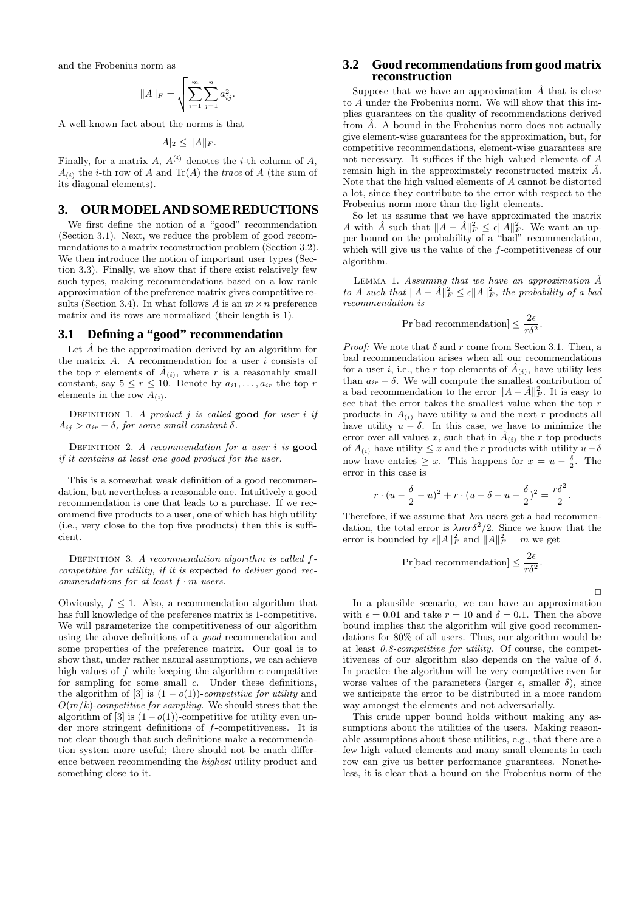and the Frobenius norm as

$$\|A\|_F = \sqrt{\sum_{i=1}^{m}\sum_{j=1}^{n} a_{ij}^2}.$$

A well-known fact about the norms is that

$$|A|_2 \leq \|A\|_F.$$

Finally, for a matrix $A$, $A^{(i)}$ denotes the $i$-th column of $A$, $A_{(i)}$ the $i$-th row of $A$ and $\mathrm{Tr}(A)$ the *trace* of $A$ (the sum of its diagonal elements).

# 3. OUR MODEL AND SOME REDUCTIONS

We first define the notion of a "good" recommendation (Section 3.1). Next, we reduce the problem of good recommendations to a matrix reconstruction problem (Section 3.2). We then introduce the notion of important user types (Section 3.3). Finally, we show that if there exist relatively few such types, making recommendations based on a low rank approximation of the preference matrix gives competitive results (Section 3.4). In what follows $A$ is an $m \times n$ preference matrix and its rows are normalized (their length is 1).

## 3.1 Defining a "good" recommendation

Let $\hat{A}$ be the approximation derived by an algorithm for the matrix $A$. A recommendation for a user $i$ consists of the top $r$ elements of $\hat{A}_{(i)}$, where $r$ is a reasonably small constant, say $5 \leq r \leq 10$. Denote by $a_{i1}, \ldots, a_{ir}$ the top $r$ elements in the row $A_{(i)}$.

Definition 1. *A product $j$ is called* **good** *for user $i$ if $A_{ij} > a_{ir} - \delta$, for some small constant $\delta$.*

Definition 2. *A recommendation for a user $i$ is* **good** *if it contains at least one good product for the user.*

This is a somewhat weak definition of a good recommendation, but nevertheless a reasonable one. Intuitively a good recommendation is one that leads to a purchase. If we recommend five products to a user, one of which has high utility (i.e., very close to the top five products) then this is sufficient.

Definition 3. *A recommendation algorithm is called $f$-competitive for utility, if it is* expected *to deliver* good *recommendations for at least $f \cdot m$ users.*

Obviously, $f \leq 1$. Also, a recommendation algorithm that has full knowledge of the preference matrix is 1-competitive. We will parameterize the competitiveness of our algorithm using the above definitions of a *good* recommendation and some properties of the preference matrix. Our goal is to show that, under rather natural assumptions, we can achieve high values of $f$ while keeping the algorithm $c$-competitive for sampling for some small $c$. Under these definitions, the algorithm of [3] is $(1 - o(1))$-*competitive for utility* and $O(m/k)$-*competitive for sampling*. We should stress that the algorithm of [3] is $(1 - o(1))$-competitive for utility even under more stringent definitions of $f$-competitiveness. It is not clear though that such definitions make a recommendation system more useful; there should not be much difference between recommending the *highest* utility product and something close to it.

## 3.2 Good recommendations from good matrix reconstruction

Suppose that we have an approximation $\hat{A}$ that is close to $A$ under the Frobenius norm. We will show that this implies guarantees on the quality of recommendations derived from $\hat{A}$. A bound in the Frobenius norm does not actually give element-wise guarantees for the approximation, but, for competitive recommendations, element-wise guarantees are not necessary. It suffices if the high valued elements of $A$ remain high in the approximately reconstructed matrix $\hat{A}$. Note that the high valued elements of $A$ cannot be distorted a lot, since they contribute to the error with respect to the Frobenius norm more than the light elements.

So let us assume that we have approximated the matrix $A$ with $\hat{A}$ such that $\|A - \hat{A}\|_F^2 \leq \epsilon \|A\|_F^2$. We want an upper bound on the probability of a "bad" recommendation, which will give us the value of the $f$-competitiveness of our algorithm.

Lemma 1. *Assuming that we have an approximation $\hat{A}$ to $A$ such that $\|A - \hat{A}\|_F^2 \leq \epsilon \|A\|_F^2$, the probability of a bad recommendation is*

$$\Pr[\text{bad recommendation}] \leq \frac{2\epsilon}{r\delta^2}.$$

*Proof:* We note that $\delta$ and $r$ come from Section 3.1. Then, a bad recommendation arises when all our recommendations for a user $i$, i.e., the $r$ top elements of $\hat{A}_{(i)}$, have utility less than $a_{ir} - \delta$. We will compute the smallest contribution of a bad recommendation to the error $\|A - \hat{A}\|_F^2$. It is easy to see that the error takes the smallest value when the top $r$ products in $A_{(i)}$ have utility $u$ and the next $r$ products all have utility $u - \delta$. In this case, we have to minimize the error over all values $x$, such that in $\hat{A}_{(i)}$ the $r$ top products of $A_{(i)}$ have utility $\leq x$ and the $r$ products with utility $u - \delta$ now have entries $\geq x$. This happens for $x = u - \frac{\delta}{2}$. The error in this case is

$$r \cdot (u - \frac{\delta}{2} - u)^2 + r \cdot (u - \delta - u + \frac{\delta}{2})^2 = \frac{r\delta^2}{2}.$$

Therefore, if we assume that $\lambda m$ users get a bad recommendation, the total error is $\lambda m r \delta^2/2$. Since we know that the error is bounded by $\epsilon \|A\|_F^2$ and $\|A\|_F^2 = m$ we get

$$\Pr[\text{bad recommendation}] \leq \frac{2\epsilon}{r\delta^2}.$$

□

In a plausible scenario, we can have an approximation with $\epsilon = 0.01$ and take $r = 10$ and $\delta = 0.1$. Then the above bound implies that the algorithm will give good recommendations for 80% of all users. Thus, our algorithm would be at least *0.8-competitive for utility*. Of course, the competitiveness of our algorithm also depends on the value of $\delta$. In practice the algorithm will be very competitive even for worse values of the parameters (larger $\epsilon$, smaller $\delta$), since we anticipate the error to be distributed in a more random way amongst the elements and not adversarially.

This crude upper bound holds without making any assumptions about the utilities of the users. Making reasonable assumptions about these utilities, e.g., that there are a few high valued elements and many small elements in each row can give us better performance guarantees. Nonetheless, it is clear that a bound on the Frobenius norm of the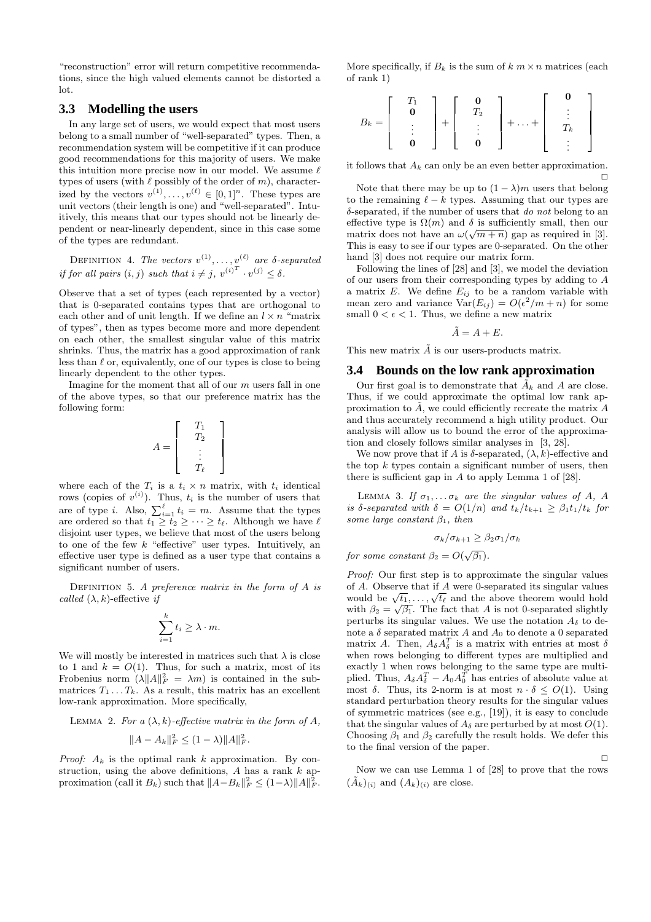"reconstruction" error will return competitive recommendations, since the high valued elements cannot be distorted a lot.

## 3.3 Modelling the users

In any large set of users, we would expect that most users belong to a small number of "well-separated" types. Then, a recommendation system will be competitive if it can produce good recommendations for this majority of users. We make this intuition more precise now in our model. We assume $\ell$ types of users (with $\ell$ possibly of the order of $m$), characterized by the vectors $v^{(1)}, \ldots, v^{(\ell)} \in [0,1]^n$. These types are unit vectors (their length is one) and "well-separated". Intuitively, this means that our types should not be linearly dependent or near-linearly dependent, since in this case some of the types are redundant.

Definition 4. *The vectors $v^{(1)}, \ldots, v^{(\ell)}$ are $\delta$-separated if for all pairs $(i,j)$ such that $i \neq j$, ${v^{(i)}}^T \cdot v^{(j)} \leq \delta$.*

Observe that a set of types (each represented by a vector) that is 0-separated contains types that are orthogonal to each other and of unit length. If we define an $l \times n$ "matrix of types", then as types become more and more dependent on each other, the smallest singular value of this matrix shrinks. Thus, the matrix has a good approximation of rank less than $\ell$ or, equivalently, one of our types is close to being linearly dependent to the other types.

Imagine for the moment that all of our $m$ users fall in one of the above types, so that our preference matrix has the following form:

$$A = \begin{bmatrix} T_1 \\ T_2 \\ \vdots \\ T_\ell \end{bmatrix}$$

where each of the $T_i$ is a $t_i \times n$ matrix, with $t_i$ identical rows (copies of $v^{(i)}$). Thus, $t_i$ is the number of users that are of type $i$. Also, $\sum_{i=1}^{\ell} t_i = m$. Assume that the types are ordered so that $t_1 \geq t_2 \geq \cdots \geq t_\ell$. Although we have $\ell$ disjoint user types, we believe that most of the users belong to one of the few $k$ "effective" user types. Intuitively, an effective user type is defined as a user type that contains a significant number of users.

Definition 5. *A preference matrix in the form of $A$ is called $(\lambda, k)$-effective if*

$$\sum_{i=1}^{k} t_i \geq \lambda \cdot m.$$

We will mostly be interested in matrices such that $\lambda$ is close to 1 and $k = O(1)$. Thus, for such a matrix, most of its Frobenius norm ($\lambda \|A\|_F^2 = \lambda m$) is contained in the submatrices $T_1 \ldots T_k$. As a result, this matrix has an excellent low-rank approximation. More specifically,

Lemma 2. *For a $(\lambda, k)$-effective matrix in the form of $A$,*

$$\|A - A_k\|_F^2 \leq (1-\lambda)\|A\|_F^2.$$

*Proof:* $A_k$ is the optimal rank $k$ approximation. By construction, using the above definitions, $A$ has a rank $k$ approximation (call it $B_k$) such that $\|A - B_k\|_F^2 \leq (1-\lambda)\|A\|_F^2$. More specifically, if $B_k$ is the sum of $k$ $m \times n$ matrices (each of rank 1)

$$B_k = \begin{bmatrix} T_1 \\ \mathbf{0} \\ \vdots \\ \mathbf{0} \end{bmatrix} + \begin{bmatrix} \mathbf{0} \\ T_2 \\ \vdots \\ \mathbf{0} \end{bmatrix} + \ldots + \begin{bmatrix} \mathbf{0} \\ \vdots \\ T_k \\ \vdots \end{bmatrix}$$

it follows that $A_k$ can only be an even better approximation. □

Note that there may be up to $(1-\lambda)m$ users that belong to the remaining $\ell - k$ types. Assuming that our types are $\delta$-separated, if the number of users that *do not* belong to an effective type is $\Omega(m)$ and $\delta$ is sufficiently small, then our matrix does not have an $\omega(\sqrt{m+n})$ gap as required in [3]. This is easy to see if our types are 0-separated. On the other hand [3] does not require our matrix form.

Following the lines of [28] and [3], we model the deviation of our users from their corresponding types by adding to $A$ a matrix $E$. We define $E_{ij}$ to be a random variable with mean zero and variance $\mathrm{Var}(E_{ij}) = O(\epsilon^2/m+n)$ for some small $0 < \epsilon < 1$. Thus, we define a new matrix

$$\tilde{A} = A + E.$$

This new matrix $\tilde{A}$ is our users-products matrix.

## 3.4 Bounds on the low rank approximation

Our first goal is to demonstrate that $\tilde{A}_k$ and $A$ are close. Thus, if we could approximate the optimal low rank approximation to $\tilde{A}$, we could efficiently recreate the matrix $A$ and thus accurately recommend a high utility product. Our analysis will allow us to bound the error of the approximation and closely follows similar analyses in [3, 28].

We now prove that if $A$ is $\delta$-separated, $(\lambda, k)$-effective and the top $k$ types contain a significant number of users, then there is sufficient gap in $A$ to apply Lemma 1 of [28].

Lemma 3. *If $\sigma_1, \ldots \sigma_k$ are the singular values of $A$, $A$ is $\delta$-separated with $\delta = O(1/n)$ and $t_k/t_{k+1} \geq \beta_1 t_1/t_k$ for some large constant $\beta_1$, then*

$$\sigma_k/\sigma_{k+1} \geq \beta_2 \sigma_1/\sigma_k$$

*for some constant $\beta_2 = O(\sqrt{\beta_1})$.*

*Proof:* Our first step is to approximate the singular values of $A$. Observe that if $A$ were 0-separated its singular values would be $\sqrt{t_1}, \ldots, \sqrt{t_\ell}$ and the above theorem would hold with $\beta_2 = \sqrt{\beta_1}$. The fact that $A$ is not 0-separated slightly perturbs its singular values. We use the notation $A_\delta$ to denote a $\delta$ separated matrix $A$ and $A_0$ to denote a 0 separated matrix $A$. Then, $A_\delta A_\delta^T$ is a matrix with entries at most $\delta$ when rows belonging to different types are multiplied and exactly 1 when rows belonging to the same type are multiplied. Thus, $A_\delta A_\delta^T - A_0 A_0^T$ has entries of absolute value at most $\delta$. Thus, its 2-norm is at most $n \cdot \delta \leq O(1)$. Using standard perturbation theory results for the singular values of symmetric matrices (see e.g., [19]), it is easy to conclude that the singular values of $A_\delta$ are perturbed by at most $O(1)$. Choosing $\beta_1$ and $\beta_2$ carefully the result holds. We defer this to the final version of the paper. □

Now we can use Lemma 1 of [28] to prove that the rows $(\tilde{A}_k)_{(i)}$ and $(A_k)_{(i)}$ are close.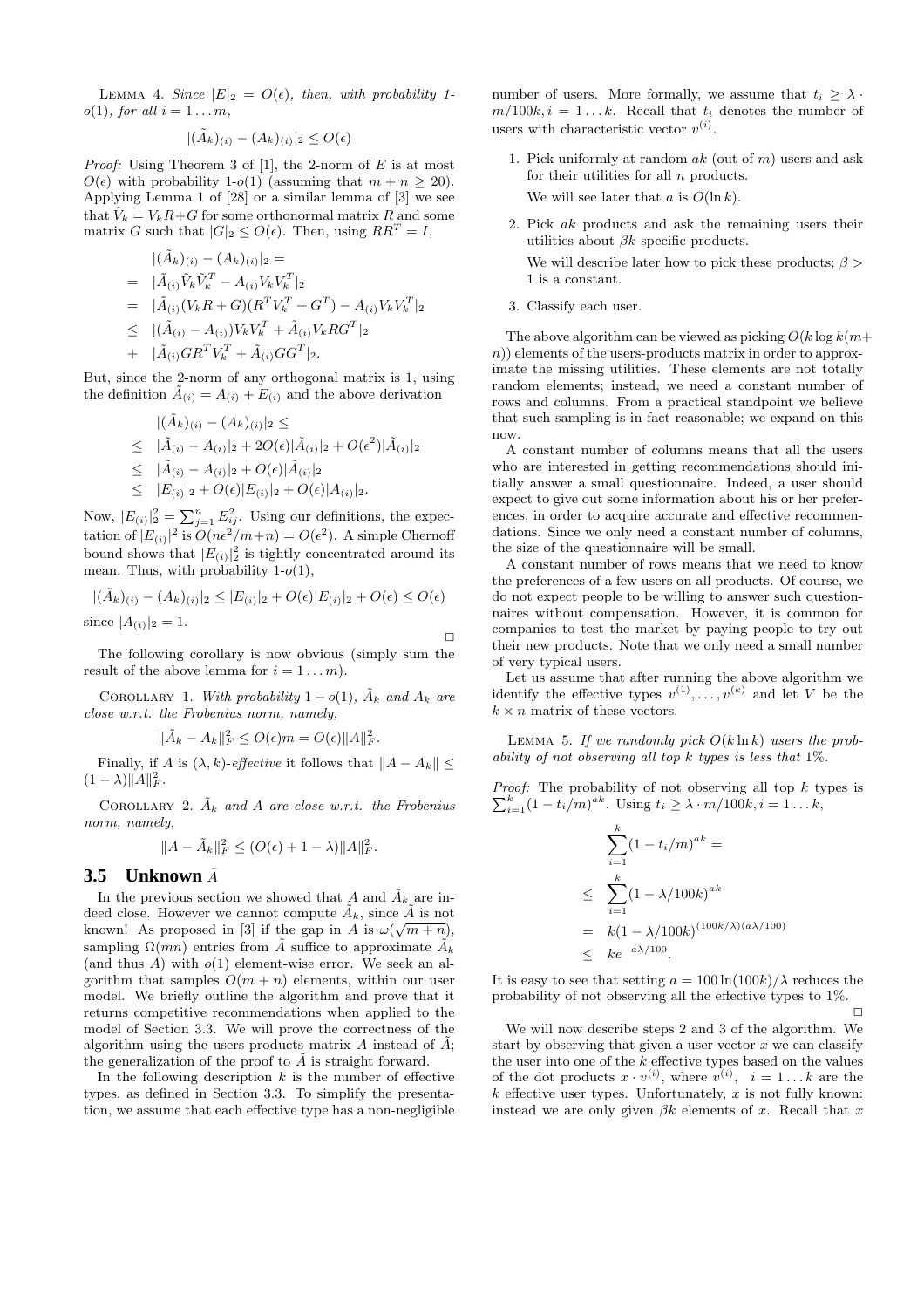LEMMA 4. *Since $|E|_2 = O(\epsilon)$, then, with probability 1-$o(1)$, for all $i = 1 \dots m$,*

$$|(\tilde{A}_k)_{(i)} - (A_k)_{(i)}|_2 \le O(\epsilon)$$

*Proof:* Using Theorem 3 of [1], the 2-norm of $E$ is at most $O(\epsilon)$ with probability 1-$o(1)$ (assuming that $m + n \ge 20$). Applying Lemma 1 of [28] or a similar lemma of [3] we see that $\tilde{V}_k = V_k R + G$ for some orthonormal matrix $R$ and some matrix $G$ such that $|G|_2 \le O(\epsilon)$. Then, using $RR^T = I$,

$$\begin{aligned}
& |(\tilde{A}_k)_{(i)} - (A_k)_{(i)}|_2 = \\
= \;& |\tilde{A}_{(i)}\tilde{V}_k\tilde{V}_k^T - A_{(i)}V_kV_k^T|_2 \\
= \;& |\tilde{A}_{(i)}(V_kR + G)(R^TV_k^T + G^T) - A_{(i)}V_kV_k^T|_2 \\
\le \;& |(\tilde{A}_{(i)} - A_{(i)})V_kV_k^T + \tilde{A}_{(i)}V_kRG^T|_2 \\
+ \;& |\tilde{A}_{(i)}GR^TV_k^T + \tilde{A}_{(i)}GG^T|_2.
\end{aligned}$$

But, since the 2-norm of any orthogonal matrix is 1, using the definition $\tilde{A}_{(i)} = A_{(i)} + E_{(i)}$ and the above derivation

$$\begin{aligned}
& |(\tilde{A}_k)_{(i)} - (A_k)_{(i)}|_2 \le \\
\le \;& |\tilde{A}_{(i)} - A_{(i)}|_2 + 2O(\epsilon)|\tilde{A}_{(i)}|_2 + O(\epsilon^2)|\tilde{A}_{(i)}|_2 \\
\le \;& |\tilde{A}_{(i)} - A_{(i)}|_2 + O(\epsilon)|\tilde{A}_{(i)}|_2 \\
\le \;& |E_{(i)}|_2 + O(\epsilon)|E_{(i)}|_2 + O(\epsilon)|A_{(i)}|_2.
\end{aligned}$$

Now, $|E_{(i)}|_2^2 = \sum_{j=1}^{n} E_{ij}^2$. Using our definitions, the expectation of $|E_{(i)}|^2$ is $O(n\epsilon^2/m{+}n) = O(\epsilon^2)$. A simple Chernoff bound shows that $|E_{(i)}|_2^2$ is tightly concentrated around its mean. Thus, with probability 1-$o(1)$,

$$|(\tilde{A}_k)_{(i)} - (A_k)_{(i)}|_2 \le |E_{(i)}|_2 + O(\epsilon)|E_{(i)}|_2 + O(\epsilon) \le O(\epsilon)$$

since $|A_{(i)}|_2 = 1$. □

The following corollary is now obvious (simply sum the result of the above lemma for $i = 1 \dots m$).

COROLLARY 1. *With probability $1 - o(1)$, $\tilde{A}_k$ and $A_k$ are close w.r.t. the Frobenius norm, namely,*

$$\|\tilde{A}_k - A_k\|_F^2 \le O(\epsilon)m = O(\epsilon)\|A\|_F^2.$$

Finally, if $A$ is $(\lambda, k)$-*effective* it follows that $\|A - A_k\| \le (1 - \lambda)\|A\|_F^2$.

COROLLARY 2. *$\tilde{A}_k$ and $A$ are close w.r.t. the Frobenius norm, namely,*

$$\|A - \tilde{A}_k\|_F^2 \le (O(\epsilon) + 1 - \lambda)\|A\|_F^2.$$

### 3.5 Unknown $\tilde{A}$

In the previous section we showed that $A$ and $\tilde{A}_k$ are indeed close. However we cannot compute $\tilde{A}_k$, since $\tilde{A}$ is not known! As proposed in [3] if the gap in $A$ is $\omega(\sqrt{m+n})$, sampling $\Omega(mn)$ entries from $\tilde{A}$ suffice to approximate $\tilde{A}_k$ (and thus $A$) with $o(1)$ element-wise error. We seek an algorithm that samples $O(m + n)$ elements, within our user model. We briefly outline the algorithm and prove that it returns competitive recommendations when applied to the model of Section 3.3. We will prove the correctness of the algorithm using the users-products matrix $A$ instead of $\tilde{A}$; the generalization of the proof to $\tilde{A}$ is straight forward.

In the following description $k$ is the number of effective types, as defined in Section 3.3. To simplify the presentation, we assume that each effective type has a non-negligible number of users. More formally, we assume that $t_i \ge \lambda \cdot m/100k, i = 1 \dots k$. Recall that $t_i$ denotes the number of users with characteristic vector $v^{(i)}$.

1. Pick uniformly at random $ak$ (out of $m$) users and ask for their utilities for all $n$ products.

   We will see later that $a$ is $O(\ln k)$.

2. Pick $ak$ products and ask the remaining users their utilities about $\beta k$ specific products.

   We will describe later how to pick these products; $\beta > 1$ is a constant.

3. Classify each user.

The above algorithm can be viewed as picking $O(k \log k(m+n))$ elements of the users-products matrix in order to approximate the missing utilities. These elements are not totally random elements; instead, we need a constant number of rows and columns. From a practical standpoint we believe that such sampling is in fact reasonable; we expand on this now.

A constant number of columns means that all the users who are interested in getting recommendations should initially answer a small questionnaire. Indeed, a user should expect to give out some information about his or her preferences, in order to acquire accurate and effective recommendations. Since we only need a constant number of columns, the size of the questionnaire will be small.

A constant number of rows means that we need to know the preferences of a few users on all products. Of course, we do not expect people to be willing to answer such questionnaires without compensation. However, it is common for companies to test the market by paying people to try out their new products. Note that we only need a small number of very typical users.

Let us assume that after running the above algorithm we identify the effective types $v^{(1)}, \dots, v^{(k)}$ and let $V$ be the $k \times n$ matrix of these vectors.

LEMMA 5. *If we randomly pick $O(k \ln k)$ users the probability of not observing all top $k$ types is less that 1%.*

*Proof:* The probability of not observing all top $k$ types is $\sum_{i=1}^{k}(1 - t_i/m)^{ak}$. Using $t_i \ge \lambda \cdot m/100k, i = 1 \dots k$,

$$\begin{aligned}
& \sum_{i=1}^{k}(1 - t_i/m)^{ak} = \\
\le \;& \sum_{i=1}^{k}(1 - \lambda/100k)^{ak} \\
= \;& k(1 - \lambda/100k)^{(100k/\lambda)(a\lambda/100)} \\
\le \;& ke^{-a\lambda/100}.
\end{aligned}$$

It is easy to see that setting $a = 100\ln(100k)/\lambda$ reduces the probability of not observing all the effective types to 1%. □

We will now describe steps 2 and 3 of the algorithm. We start by observing that given a user vector $x$ we can classify the user into one of the $k$ effective types based on the values of the dot products $x \cdot v^{(i)}$, where $v^{(i)}$, $i = 1 \dots k$ are the $k$ effective user types. Unfortunately, $x$ is not fully known: instead we are only given $\beta k$ elements of $x$. Recall that $x$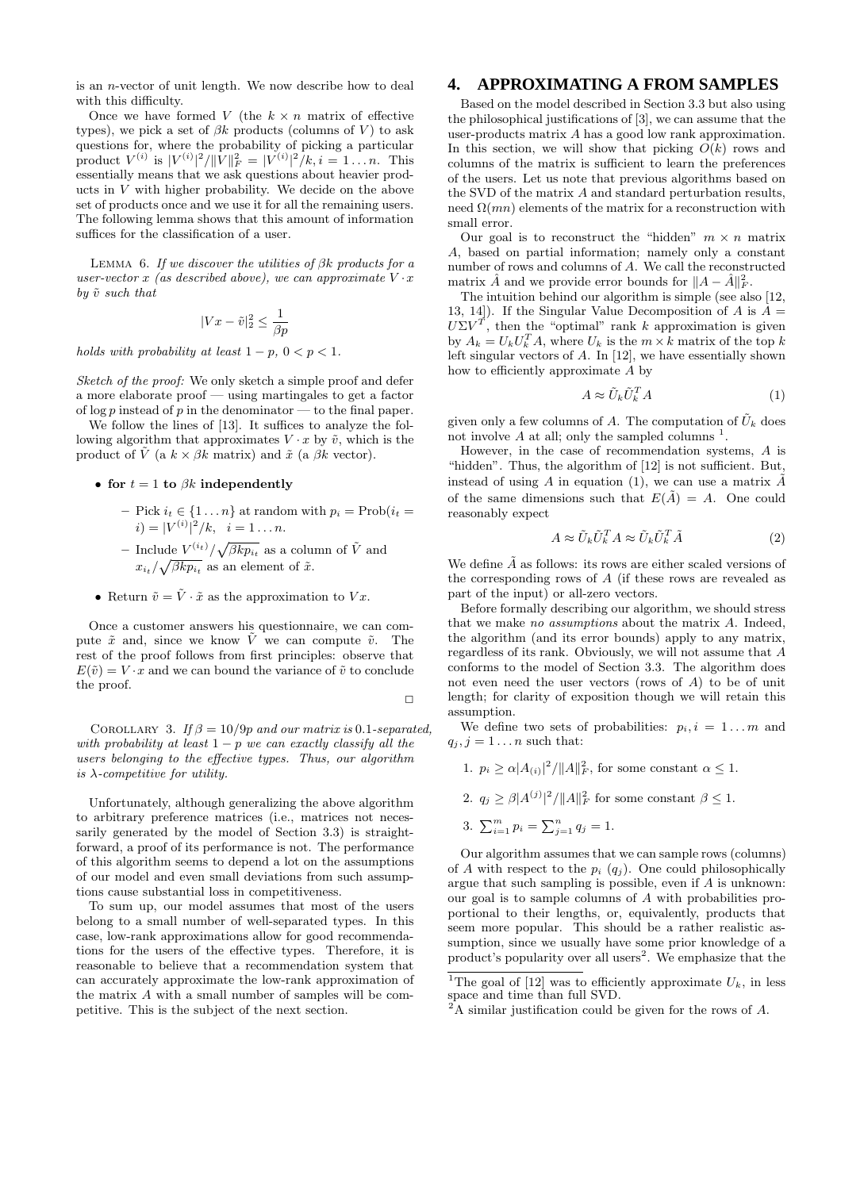is an $n$-vector of unit length. We now describe how to deal with this difficulty.

Once we have formed $V$ (the $k \times n$ matrix of effective types), we pick a set of $\beta k$ products (columns of $V$) to ask questions for, where the probability of picking a particular product $V^{(i)}$ is $|V^{(i)}|^2/\|V\|_F^2 = |V^{(i)}|^2/k, i = 1 \ldots n$. This essentially means that we ask questions about heavier products in $V$ with higher probability. We decide on the above set of products once and we use it for all the remaining users. The following lemma shows that this amount of information suffices for the classification of a user.

LEMMA 6. *If we discover the utilities of $\beta k$ products for a user-vector $x$ (as described above), we can approximate $V \cdot x$ by $\tilde{v}$ such that*

$$|Vx - \tilde{v}|_2^2 \leq \frac{1}{\beta p}$$

*holds with probability at least $1 - p$, $0 < p < 1$.*

*Sketch of the proof:* We only sketch a simple proof and defer a more elaborate proof — using martingales to get a factor of $\log p$ instead of $p$ in the denominator — to the final paper.

We follow the lines of [13]. It suffices to analyze the following algorithm that approximates $V \cdot x$ by $\tilde{v}$, which is the product of $\tilde{V}$ (a $k \times \beta k$ matrix) and $\tilde{x}$ (a $\beta k$ vector).

- **for $t = 1$ to $\beta k$ independently**
  - Pick $i_t \in \{1 \ldots n\}$ at random with $p_i = \text{Prob}(i_t = i) = |V^{(i)}|^2/k, \quad i = 1 \ldots n$.
  - Include $V^{(i_t)}/\sqrt{\beta k p_{i_t}}$ as a column of $\tilde{V}$ and $x_{i_t}/\sqrt{\beta k p_{i_t}}$ as an element of $\tilde{x}$.
- Return $\tilde{v} = \tilde{V} \cdot \tilde{x}$ as the approximation to $Vx$.

Once a customer answers his questionnaire, we can compute $\tilde{x}$ and, since we know $\tilde{V}$ we can compute $\tilde{v}$. The rest of the proof follows from first principles: observe that $E(\tilde{v}) = V \cdot x$ and we can bound the variance of $\tilde{v}$ to conclude the proof.

□

COROLLARY 3. *If $\beta = 10/9p$ and our matrix is $0.1$-separated, with probability at least $1 - p$ we can exactly classify all the users belonging to the effective types. Thus, our algorithm is $\lambda$-competitive for utility.*

Unfortunately, although generalizing the above algorithm to arbitrary preference matrices (i.e., matrices not necessarily generated by the model of Section 3.3) is straightforward, a proof of its performance is not. The performance of this algorithm seems to depend a lot on the assumptions of our model and even small deviations from such assumptions cause substantial loss in competitiveness.

To sum up, our model assumes that most of the users belong to a small number of well-separated types. In this case, low-rank approximations allow for good recommendations for the users of the effective types. Therefore, it is reasonable to believe that a recommendation system that can accurately approximate the low-rank approximation of the matrix $A$ with a small number of samples will be competitive. This is the subject of the next section.

# 4. APPROXIMATING A FROM SAMPLES

Based on the model described in Section 3.3 but also using the philosophical justifications of [3], we can assume that the user-products matrix $A$ has a good low rank approximation. In this section, we will show that picking $O(k)$ rows and columns of the matrix is sufficient to learn the preferences of the users. Let us note that previous algorithms based on the SVD of the matrix $A$ and standard perturbation results, need $\Omega(mn)$ elements of the matrix for a reconstruction with small error.

Our goal is to reconstruct the "hidden" $m \times n$ matrix $A$, based on partial information; namely only a constant number of rows and columns of $A$. We call the reconstructed matrix $\hat{A}$ and we provide error bounds for $\|A - \hat{A}\|_F^2$.

The intuition behind our algorithm is simple (see also [12, 13, 14]). If the Singular Value Decomposition of $A$ is $A = U\Sigma V^T$, then the "optimal" rank $k$ approximation is given by $A_k = U_k U_k^T A$, where $U_k$ is the $m \times k$ matrix of the top $k$ left singular vectors of $A$. In [12], we have essentially shown how to efficiently approximate $A$ by

$$A \approx \tilde{U}_k \tilde{U}_k^T A \qquad (1)$$

given only a few columns of $A$. The computation of $\tilde{U}_k$ does not involve $A$ at all; only the sampled columns [1].

However, in the case of recommendation systems, $A$ is "hidden". Thus, the algorithm of [12] is not sufficient. But, instead of using $A$ in equation (1), we can use a matrix $\tilde{A}$ of the same dimensions such that $E(\tilde{A}) = A$. One could reasonably expect

$$A \approx \tilde{U}_k \tilde{U}_k^T A \approx \tilde{U}_k \tilde{U}_k^T \tilde{A} \qquad (2)$$

We define $\tilde{A}$ as follows: its rows are either scaled versions of the corresponding rows of $A$ (if these rows are revealed as part of the input) or all-zero vectors.

Before formally describing our algorithm, we should stress that we make *no assumptions* about the matrix $A$. Indeed, the algorithm (and its error bounds) apply to any matrix, regardless of its rank. Obviously, we will not assume that $A$ conforms to the model of Section 3.3. The algorithm does not even need the user vectors (rows of $A$) to be of unit length; for clarity of exposition though we will retain this assumption.

We define two sets of probabilities: $p_i, i = 1 \ldots m$ and $q_j, j = 1 \ldots n$ such that:

1. $p_i \geq \alpha |A_{(i)}|^2/\|A\|_F^2$, for some constant $\alpha \leq 1$.
2. $q_j \geq \beta |A^{(j)}|^2/\|A\|_F^2$ for some constant $\beta \leq 1$.
3. $\sum_{i=1}^m p_i = \sum_{j=1}^n q_j = 1$.

Our algorithm assumes that we can sample rows (columns) of $A$ with respect to the $p_i$ ($q_j$). One could philosophically argue that such sampling is possible, even if $A$ is unknown: our goal is to sample columns of $A$ with probabilities proportional to their lengths, or, equivalently, products that seem more popular. This should be a rather realistic assumption, since we usually have some prior knowledge of a product's popularity over all users[2]. We emphasize that the

[1] The goal of [12] was to efficiently approximate $U_k$, in less space and time than full SVD.

[2] A similar justification could be given for the rows of $A$.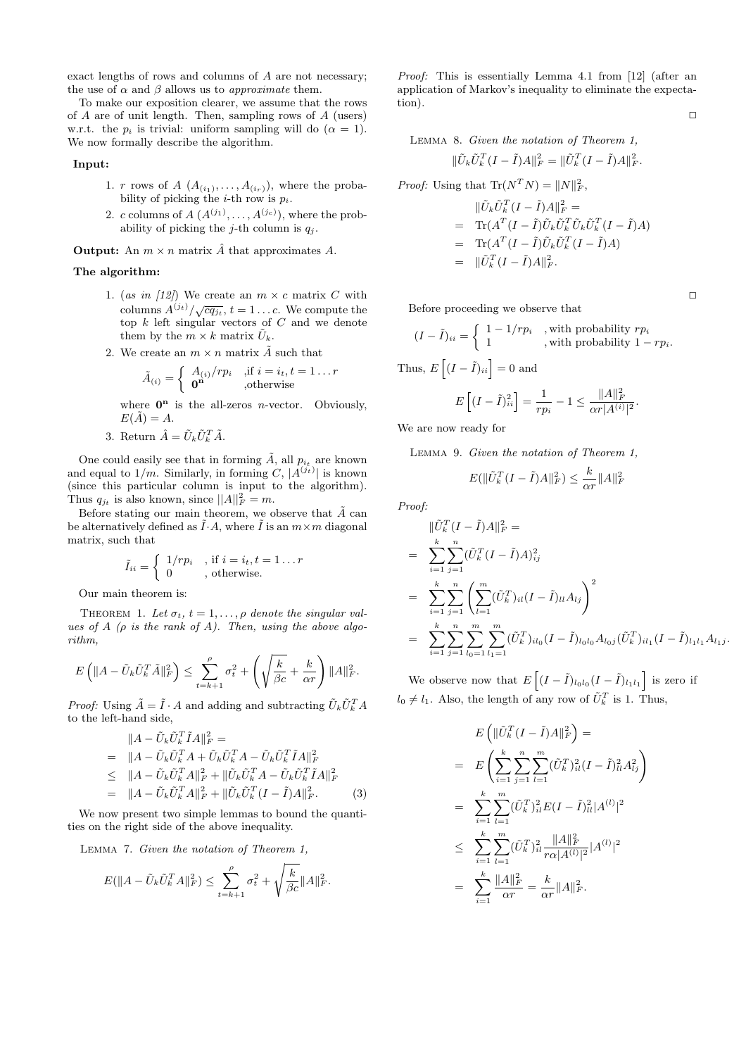exact lengths of rows and columns of $A$ are not necessary; the use of $\alpha$ and $\beta$ allows us to *approximate* them.

To make our exposition clearer, we assume that the rows of $A$ are of unit length. Then, sampling rows of $A$ (users) w.r.t. the $p_i$ is trivial: uniform sampling will do ($\alpha = 1$). We now formally describe the algorithm.

**Input:**

1. $r$ rows of $A$ ($A_{(i_1)}, \ldots, A_{(i_r)}$), where the probability of picking the $i$-th row is $p_i$.
2. $c$ columns of $A$ ($A^{(j_1)}, \ldots, A^{(j_c)}$), where the probability of picking the $j$-th column is $q_j$.

**Output:** An $m \times n$ matrix $\hat{A}$ that approximates $A$.

**The algorithm:**

1. (*as in [12]*) We create an $m \times c$ matrix $C$ with columns $A^{(j_t)}/\sqrt{cq_{j_t}}$, $t = 1 \ldots c$. We compute the top $k$ left singular vectors of $C$ and we denote them by the $m \times k$ matrix $\tilde{U}_k$.
2. We create an $m \times n$ matrix $\tilde{A}$ such that
$$\tilde{A}_{(i)} = \begin{cases} A_{(i)}/rp_i & \text{,if } i = i_t, t = 1 \ldots r \\ \mathbf{0^n} & \text{,otherwise} \end{cases}$$
where $\mathbf{0^n}$ is the all-zeros $n$-vector. Obviously, $E(\tilde{A}) = A$.
3. Return $\hat{A} = \tilde{U}_k \tilde{U}_k^T \tilde{A}$.

One could easily see that in forming $\tilde{A}$, all $p_{i_t}$ are known and equal to $1/m$. Similarly, in forming $C$, $|A^{(j_t)}|$ is known (since this particular column is input to the algorithm). Thus $q_{j_t}$ is also known, since $||A||_F^2 = m$.

Before stating our main theorem, we observe that $\tilde{A}$ can be alternatively defined as $\tilde{I} \cdot A$, where $\tilde{I}$ is an $m \times m$ diagonal matrix, such that

$$\tilde{I}_{ii} = \begin{cases} 1/rp_i & \text{, if } i = i_t, t = 1 \ldots r \\ 0 & \text{, otherwise.} \end{cases}$$

Our main theorem is:

THEOREM 1. *Let $\sigma_t$, $t = 1, \ldots, \rho$ denote the singular values of $A$ ($\rho$ is the rank of $A$). Then, using the above algorithm,*

$$E\left(\|A - \tilde{U}_k \tilde{U}_k^T \tilde{A}\|_F^2\right) \leq \sum_{t=k+1}^{\rho} \sigma_t^2 + \left(\sqrt{\frac{k}{\beta c}} + \frac{k}{\alpha r}\right) \|A\|_F^2.$$

*Proof:* Using $\tilde{A} = \tilde{I} \cdot A$ and adding and subtracting $\tilde{U}_k \tilde{U}_k^T A$ to the left-hand side,

$$\begin{aligned}
& \|A - \tilde{U}_k \tilde{U}_k^T \tilde{I} A\|_F^2 = \\
= \;& \|A - \tilde{U}_k \tilde{U}_k^T A + \tilde{U}_k \tilde{U}_k^T A - \tilde{U}_k \tilde{U}_k^T \tilde{I} A\|_F^2 \\
\leq \;& \|A - \tilde{U}_k \tilde{U}_k^T A\|_F^2 + \|\tilde{U}_k \tilde{U}_k^T A - \tilde{U}_k \tilde{U}_k^T \tilde{I} A\|_F^2 \\
= \;& \|A - \tilde{U}_k \tilde{U}_k^T A\|_F^2 + \|\tilde{U}_k \tilde{U}_k^T (I - \tilde{I}) A\|_F^2. \qquad (3)
\end{aligned}$$

We now present two simple lemmas to bound the quantities on the right side of the above inequality.

LEMMA 7. *Given the notation of Theorem 1,*

$$E(\|A - \tilde{U}_k \tilde{U}_k^T A\|_F^2) \leq \sum_{t=k+1}^{\rho} \sigma_t^2 + \sqrt{\frac{k}{\beta c}} \|A\|_F^2.$$

*Proof:* This is essentially Lemma 4.1 from [12] (after an application of Markov's inequality to eliminate the expectation).

□

LEMMA 8. *Given the notation of Theorem 1,*

$$\|\tilde{U}_k \tilde{U}_k^T (I - \tilde{I}) A\|_F^2 = \|\tilde{U}_k^T (I - \tilde{I}) A\|_F^2.$$

*Proof:* Using that $\text{Tr}(N^T N) = \|N\|_F^2$,

$$\begin{aligned}
& \|\tilde{U}_k \tilde{U}_k^T (I - \tilde{I}) A\|_F^2 = \\
= \;& \text{Tr}(A^T (I - \tilde{I}) \tilde{U}_k \tilde{U}_k^T \tilde{U}_k \tilde{U}_k^T (I - \tilde{I}) A) \\
= \;& \text{Tr}(A^T (I - \tilde{I}) \tilde{U}_k \tilde{U}_k^T (I - \tilde{I}) A) \\
= \;& \|\tilde{U}_k^T (I - \tilde{I}) A\|_F^2.
\end{aligned}$$

□

Before proceeding we observe that

$$(I - \tilde{I})_{ii} = \begin{cases} 1 - 1/rp_i & \text{,with probability } rp_i \\ 1 & \text{,with probability } 1 - rp_i. \end{cases}$$

Thus, $E\left[(I - \tilde{I})_{ii}\right] = 0$ and

$$E\left[(I - \tilde{I})_{ii}^2\right] = \frac{1}{rp_i} - 1 \leq \frac{\|A\|_F^2}{\alpha r |A^{(i)}|^2}.$$

We are now ready for

LEMMA 9. *Given the notation of Theorem 1,*

$$E(\|\tilde{U}_k^T (I - \tilde{I}) A\|_F^2) \leq \frac{k}{\alpha r} \|A\|_F^2$$

*Proof:*

$$\begin{aligned}
& \|\tilde{U}_k^T (I - \tilde{I}) A\|_F^2 = \\
= \;& \sum_{i=1}^{k} \sum_{j=1}^{n} (\tilde{U}_k^T (I - \tilde{I}) A)_{ij}^2 \\
= \;& \sum_{i=1}^{k} \sum_{j=1}^{n} \left( \sum_{l=1}^{m} (\tilde{U}_k^T)_{il} (I - \tilde{I})_{ll} A_{lj} \right)^2 \\
= \;& \sum_{i=1}^{k} \sum_{j=1}^{n} \sum_{l_0=1}^{m} \sum_{l_1=1}^{m} (\tilde{U}_k^T)_{il_0} (I - \tilde{I})_{l_0 l_0} A_{l_0 j} (\tilde{U}_k^T)_{il_1} (I - \tilde{I})_{l_1 l_1} A_{l_1 j}.
\end{aligned}$$

We observe now that $E\left[(I - \tilde{I})_{l_0 l_0} (I - \tilde{I})_{l_1 l_1}\right]$ is zero if $l_0 \neq l_1$. Also, the length of any row of $\tilde{U}_k^T$ is 1. Thus,

$$\begin{aligned}
& E\left(\|\tilde{U}_k^T (I - \tilde{I}) A\|_F^2\right) = \\
= \;& E\left( \sum_{i=1}^{k} \sum_{j=1}^{n} \sum_{l=1}^{m} (\tilde{U}_k^T)_{il}^2 (I - \tilde{I})_{ll}^2 A_{lj}^2 \right) \\
= \;& \sum_{i=1}^{k} \sum_{l=1}^{m} (\tilde{U}_k^T)_{il}^2 E(I - \tilde{I})_{ll}^2 |A^{(l)}|^2 \\
\leq \;& \sum_{i=1}^{k} \sum_{l=1}^{m} (\tilde{U}_k^T)_{il}^2 \frac{\|A\|_F^2}{r\alpha |A^{(l)}|^2} |A^{(l)}|^2 \\
= \;& \sum_{i=1}^{k} \frac{\|A\|_F^2}{\alpha r} = \frac{k}{\alpha r} \|A\|_F^2.
\end{aligned}$$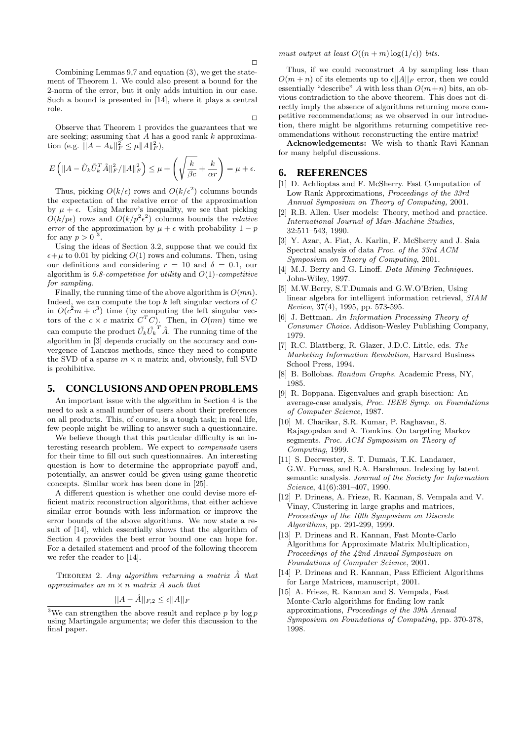□

Combining Lemmas 9,7 and equation (3), we get the statement of Theorem 1. We could also present a bound for the 2-norm of the error, but it only adds intuition in our case. Such a bound is presented in [14], where it plays a central role.

□

Observe that Theorem 1 provides the guarantees that we are seeking; assuming that $A$ has a good rank $k$ approximation (e.g. $||A - A_k||_F^2 \leq \mu \|A\|_F^2$),

$$E\left( \|A - \tilde{U}_k \tilde{U}_k^T \tilde{A}\|_F^2 / \|A\|_F^2 \right) \leq \mu + \left( \sqrt{\frac{k}{\beta c}} + \frac{k}{\alpha r} \right) = \mu + \epsilon.$$

Thus, picking $O(k/\epsilon)$ rows and $O(k/\epsilon^2)$ columns bounds the expectation of the relative error of the approximation by $\mu + \epsilon$. Using Markov's inequality, we see that picking $O(k/p\epsilon)$ rows and $O(k/p^2\epsilon^2)$ columns bounds the *relative error* of the approximation by $\mu + \epsilon$ with probability $1 - p$ for any $p > 0$ [3].

Using the ideas of Section 3.2, suppose that we could fix $\epsilon + \mu$ to 0.01 by picking $O(1)$ rows and columns. Then, using our definitions and considering $r = 10$ and $\delta = 0.1$, our algorithm is *0.8-competitive for utility* and $O(1)$*-competitive for sampling*.

Finally, the running time of the above algorithm is $O(mn)$. Indeed, we can compute the top $k$ left singular vectors of $C$ in $O(c^2 m + c^3)$ time (by computing the left singular vectors of the $c \times c$ matrix $C^T C$). Then, in $O(mn)$ time we can compute the product $\tilde{U}_k \tilde{U}_k^T \tilde{A}$. The running time of the algorithm in [3] depends crucially on the accuracy and convergence of Lanczos methods, since they need to compute the SVD of a sparse $m \times n$ matrix and, obviously, full SVD is prohibitive.

## 5. CONCLUSIONS AND OPEN PROBLEMS

An important issue with the algorithm in Section 4 is the need to ask a small number of users about their preferences on all products. This, of course, is a tough task; in real life, few people might be willing to answer such a questionnaire.

We believe though that this particular difficulty is an interesting research problem. We expect to *compensate* users for their time to fill out such questionnaires. An interesting question is how to determine the appropriate payoff and, potentially, an answer could be given using game theoretic concepts. Similar work has been done in [25].

A different question is whether one could devise more efficient matrix reconstruction algorithms, that either achieve similar error bounds with less information or improve the error bounds of the above algorithms. We now state a result of [14], which essentially shows that the algorithm of Section 4 provides the best error bound one can hope for. For a detailed statement and proof of the following theorem we refer the reader to [14].

THEOREM 2. *Any algorithm returning a matrix $\hat{A}$ that approximates an $m \times n$ matrix $A$ such that*

$$||A - \hat{A}||_{F,2} \leq \epsilon ||A||_F$$

*must output at least $O((n + m)\log(1/\epsilon))$ bits.*

Thus, if we could reconstruct $A$ by sampling less than $O(m + n)$ of its elements up to $\epsilon||A||_F$ error, then we could essentially "describe" $A$ with less than $O(m+n)$ bits, an obvious contradiction to the above theorem. This does not directly imply the absence of algorithms returning more competitive recommendations; as we observed in our introduction, there might be algorithms returning competitive recommendations without reconstructing the entire matrix!

**Acknowledgements:** We wish to thank Ravi Kannan for many helpful discussions.

## 6. REFERENCES

[1] D. Achlioptas and F. McSherry. Fast Computation of Low Rank Approximations, *Proceedings of the 33rd Annual Symposium on Theory of Computing,* 2001.

[2] R.B. Allen. User models: Theory, method and practice. *International Journal of Man-Machine Studies*, 32:511–543, 1990.

[3] Y. Azar, A. Fiat, A. Karlin, F. McSherry and J. Saia Spectral analysis of data *Proc. of the 33rd ACM Symposium on Theory of Computing*, 2001.

[4] M.J. Berry and G. Linoff. *Data Mining Techniques.* John-Wiley, 1997.

[5] M.W.Berry, S.T.Dumais and G.W.O'Brien, Using linear algebra for intelligent information retrieval, *SIAM Review,* 37(4), 1995, pp. 573-595.

[6] J. Bettman. *An Information Processing Theory of Consumer Choice.* Addison-Wesley Publishing Company, 1979.

[7] R.C. Blattberg, R. Glazer, J.D.C. Little, eds. *The Marketing Information Revolution*, Harvard Business School Press, 1994.

[8] B. Bollobas. *Random Graphs.* Academic Press, NY, 1985.

[9] R. Boppana. Eigenvalues and graph bisection: An average-case analysis, *Proc. IEEE Symp. on Foundations of Computer Science*, 1987.

[10] M. Charikar, S.R. Kumar, P. Raghavan, S. Rajagopalan and A. Tomkins. On targeting Markov segments. *Proc. ACM Symposium on Theory of Computing*, 1999.

[11] S. Deerwester, S. T. Dumais, T.K. Landauer, G.W. Furnas, and R.A. Harshman. Indexing by latent semantic analysis. *Journal of the Society for Information Science*, 41(6):391–407, 1990.

[12] P. Drineas, A. Frieze, R. Kannan, S. Vempala and V. Vinay, Clustering in large graphs and matrices, *Proceedings of the 10th Symposium on Discrete Algorithms*, pp. 291-299, 1999.

[13] P. Drineas and R. Kannan, Fast Monte-Carlo Algorithms for Approximate Matrix Multiplication, *Proceedings of the 42nd Annual Symposium on Foundations of Computer Science*, 2001.

[14] P. Drineas and R. Kannan, Pass Efficient Algorithms for Large Matrices, manuscript, 2001.

[15] A. Frieze, R. Kannan and S. Vempala, Fast Monte-Carlo algorithms for finding low rank approximations, *Proceedings of the 39th Annual Symposium on Foundations of Computing*, pp. 370-378, 1998.

---

[3] We can strengthen the above result and replace $p$ by $\log p$ using Martingale arguments; we defer this discussion to the final paper.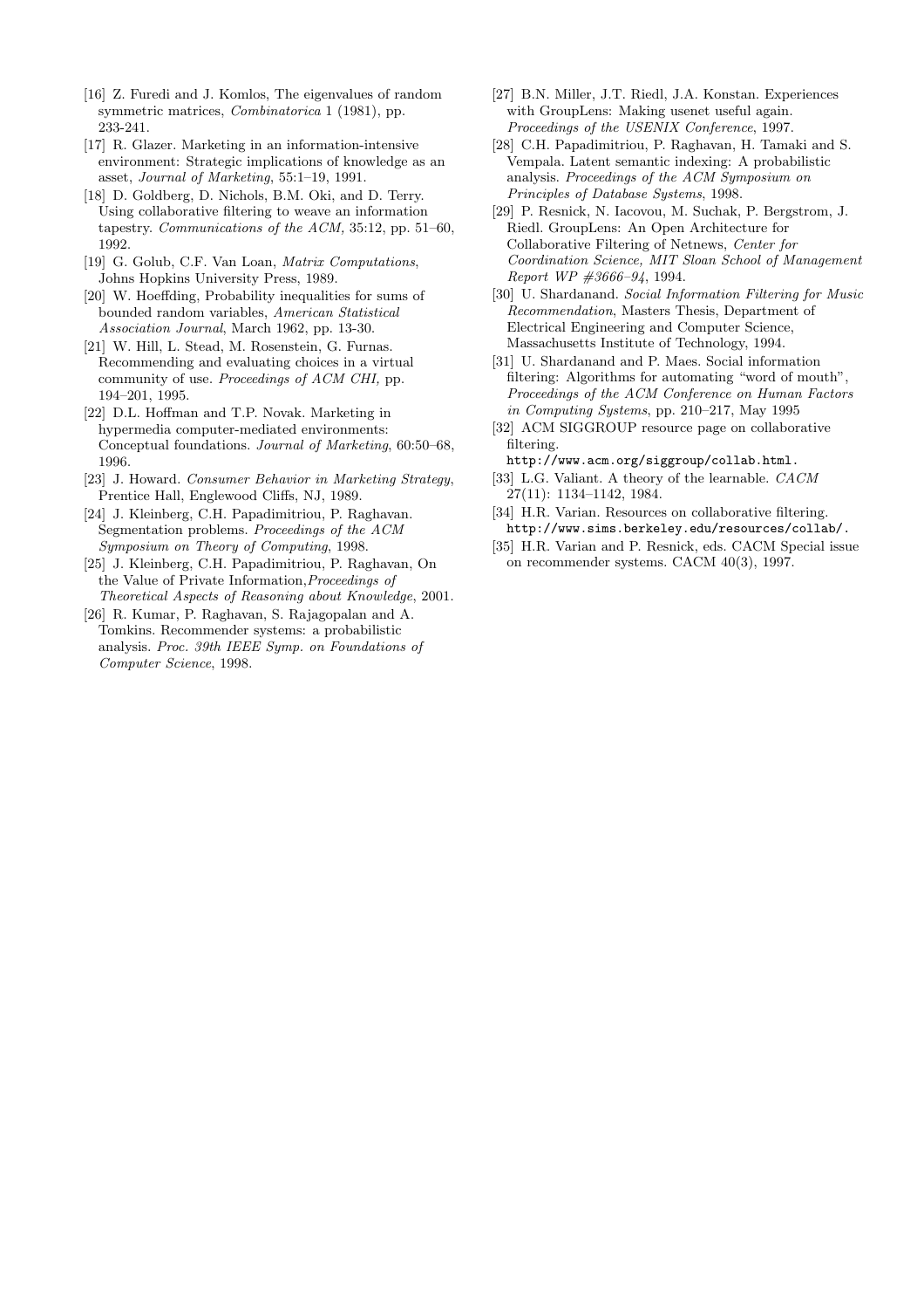[16] Z. Furedi and J. Komlos, The eigenvalues of random symmetric matrices, *Combinatorica* 1 (1981), pp. 233-241.

[17] R. Glazer. Marketing in an information-intensive environment: Strategic implications of knowledge as an asset, *Journal of Marketing*, 55:1–19, 1991.

[18] D. Goldberg, D. Nichols, B.M. Oki, and D. Terry. Using collaborative filtering to weave an information tapestry. *Communications of the ACM,* 35:12, pp. 51–60, 1992.

[19] G. Golub, C.F. Van Loan, *Matrix Computations*, Johns Hopkins University Press, 1989.

[20] W. Hoeffding, Probability inequalities for sums of bounded random variables, *American Statistical Association Journal*, March 1962, pp. 13-30.

[21] W. Hill, L. Stead, M. Rosenstein, G. Furnas. Recommending and evaluating choices in a virtual community of use. *Proceedings of ACM CHI,* pp. 194–201, 1995.

[22] D.L. Hoffman and T.P. Novak. Marketing in hypermedia computer-mediated environments: Conceptual foundations. *Journal of Marketing*, 60:50–68, 1996.

[23] J. Howard. *Consumer Behavior in Marketing Strategy*, Prentice Hall, Englewood Cliffs, NJ, 1989.

[24] J. Kleinberg, C.H. Papadimitriou, P. Raghavan. Segmentation problems. *Proceedings of the ACM Symposium on Theory of Computing*, 1998.

[25] J. Kleinberg, C.H. Papadimitriou, P. Raghavan, On the Value of Private Information,*Proceedings of Theoretical Aspects of Reasoning about Knowledge*, 2001.

[26] R. Kumar, P. Raghavan, S. Rajagopalan and A. Tomkins. Recommender systems: a probabilistic analysis. *Proc. 39th IEEE Symp. on Foundations of Computer Science*, 1998.

[27] B.N. Miller, J.T. Riedl, J.A. Konstan. Experiences with GroupLens: Making usenet useful again. *Proceedings of the USENIX Conference*, 1997.

[28] C.H. Papadimitriou, P. Raghavan, H. Tamaki and S. Vempala. Latent semantic indexing: A probabilistic analysis. *Proceedings of the ACM Symposium on Principles of Database Systems*, 1998.

[29] P. Resnick, N. Iacovou, M. Suchak, P. Bergstrom, J. Riedl. GroupLens: An Open Architecture for Collaborative Filtering of Netnews, *Center for Coordination Science, MIT Sloan School of Management Report WP #3666–94*, 1994.

[30] U. Shardanand. *Social Information Filtering for Music Recommendation*, Masters Thesis, Department of Electrical Engineering and Computer Science, Massachusetts Institute of Technology, 1994.

[31] U. Shardanand and P. Maes. Social information filtering: Algorithms for automating "word of mouth", *Proceedings of the ACM Conference on Human Factors in Computing Systems*, pp. 210–217, May 1995

[32] ACM SIGGROUP resource page on collaborative filtering. `http://www.acm.org/siggroup/collab.html`.

[33] L.G. Valiant. A theory of the learnable. *CACM* 27(11): 1134–1142, 1984.

[34] H.R. Varian. Resources on collaborative filtering. `http://www.sims.berkeley.edu/resources/collab/`.

[35] H.R. Varian and P. Resnick, eds. CACM Special issue on recommender systems. CACM 40(3), 1997.